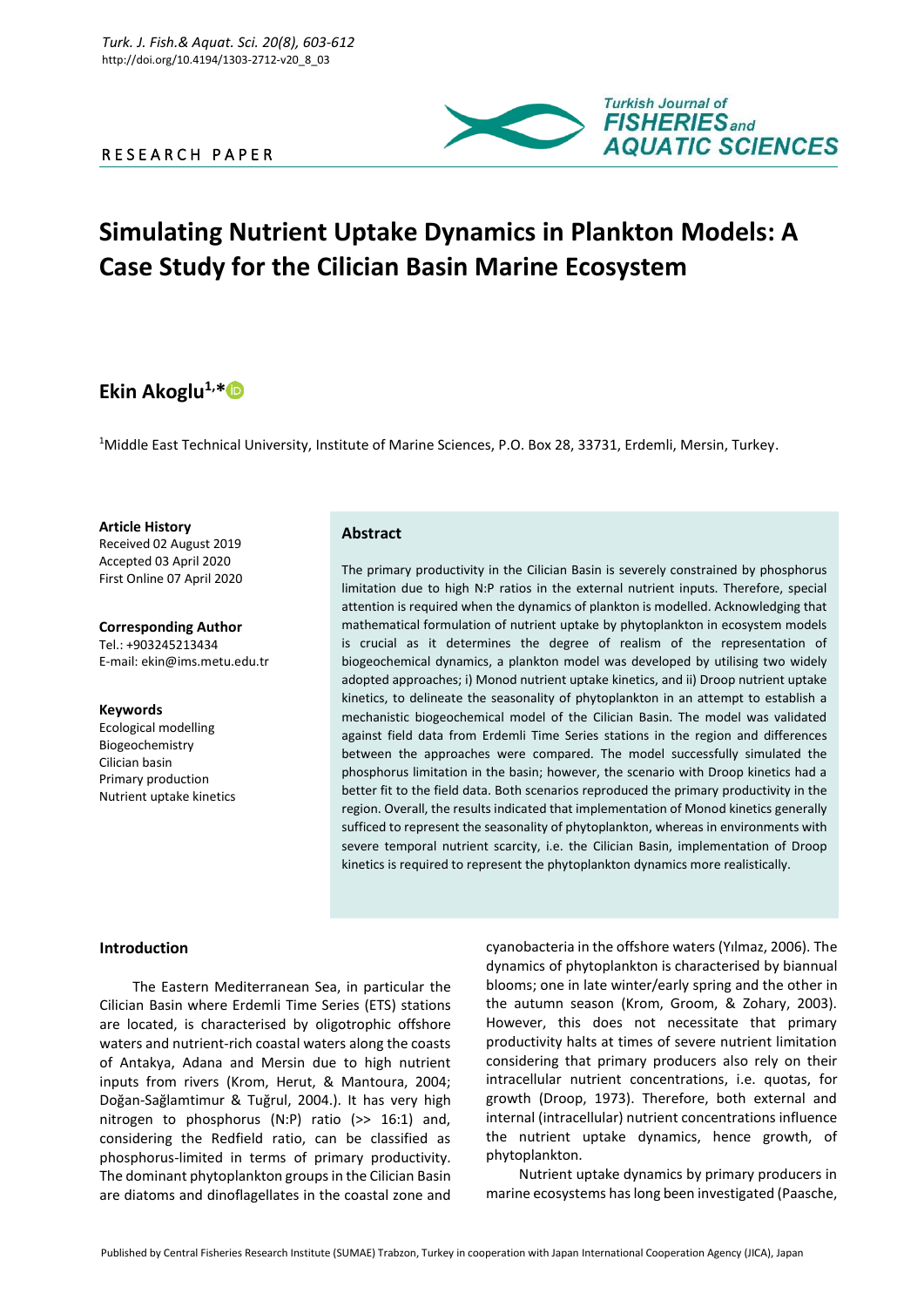RESEARCH PAPER

# Simulating Nutrient Uptake Dynamics in Plankton Models: A Case Study for the Cilician Basin Marine Ecosystem

## Ekin Akoglu[1,*]

[1]Middle East Technical University, Institute of Marine Sciences, P.O. Box 28, 33731, Erdemli, Mersin, Turkey.

**Article History**
Received 02 August 2019
Accepted 03 April 2020
First Online 07 April 2020

**Corresponding Author**
Tel.: +903245213434
E-mail: ekin@ims.metu.edu.tr

**Keywords**
Ecological modelling
Biogeochemistry
Cilician basin
Primary production
Nutrient uptake kinetics

### Abstract

The primary productivity in the Cilician Basin is severely constrained by phosphorus limitation due to high N:P ratios in the external nutrient inputs. Therefore, special attention is required when the dynamics of plankton is modelled. Acknowledging that mathematical formulation of nutrient uptake by phytoplankton in ecosystem models is crucial as it determines the degree of realism of the representation of biogeochemical dynamics, a plankton model was developed by utilising two widely adopted approaches; i) Monod nutrient uptake kinetics, and ii) Droop nutrient uptake kinetics, to delineate the seasonality of phytoplankton in an attempt to establish a mechanistic biogeochemical model of the Cilician Basin. The model was validated against field data from Erdemli Time Series stations in the region and differences between the approaches were compared. The model successfully simulated the phosphorus limitation in the basin; however, the scenario with Droop kinetics had a better fit to the field data. Both scenarios reproduced the primary productivity in the region. Overall, the results indicated that implementation of Monod kinetics generally sufficed to represent the seasonality of phytoplankton, whereas in environments with severe temporal nutrient scarcity, i.e. the Cilician Basin, implementation of Droop kinetics is required to represent the phytoplankton dynamics more realistically.

## Introduction

The Eastern Mediterranean Sea, in particular the Cilician Basin where Erdemli Time Series (ETS) stations are located, is characterised by oligotrophic offshore waters and nutrient-rich coastal waters along the coasts of Antakya, Adana and Mersin due to high nutrient inputs from rivers (Krom, Herut, & Mantoura, 2004; Doğan-Sağlamtimur & Tuğrul, 2004.). It has very high nitrogen to phosphorus (N:P) ratio (>> 16:1) and, considering the Redfield ratio, can be classified as phosphorus-limited in terms of primary productivity. The dominant phytoplankton groups in the Cilician Basin are diatoms and dinoflagellates in the coastal zone and cyanobacteria in the offshore waters (Yılmaz, 2006). The dynamics of phytoplankton is characterised by biannual blooms; one in late winter/early spring and the other in the autumn season (Krom, Groom, & Zohary, 2003). However, this does not necessitate that primary productivity halts at times of severe nutrient limitation considering that primary producers also rely on their intracellular nutrient concentrations, i.e. quotas, for growth (Droop, 1973). Therefore, both external and internal (intracellular) nutrient concentrations influence the nutrient uptake dynamics, hence growth, of phytoplankton.

Nutrient uptake dynamics by primary producers in marine ecosystems has long been investigated (Paasche,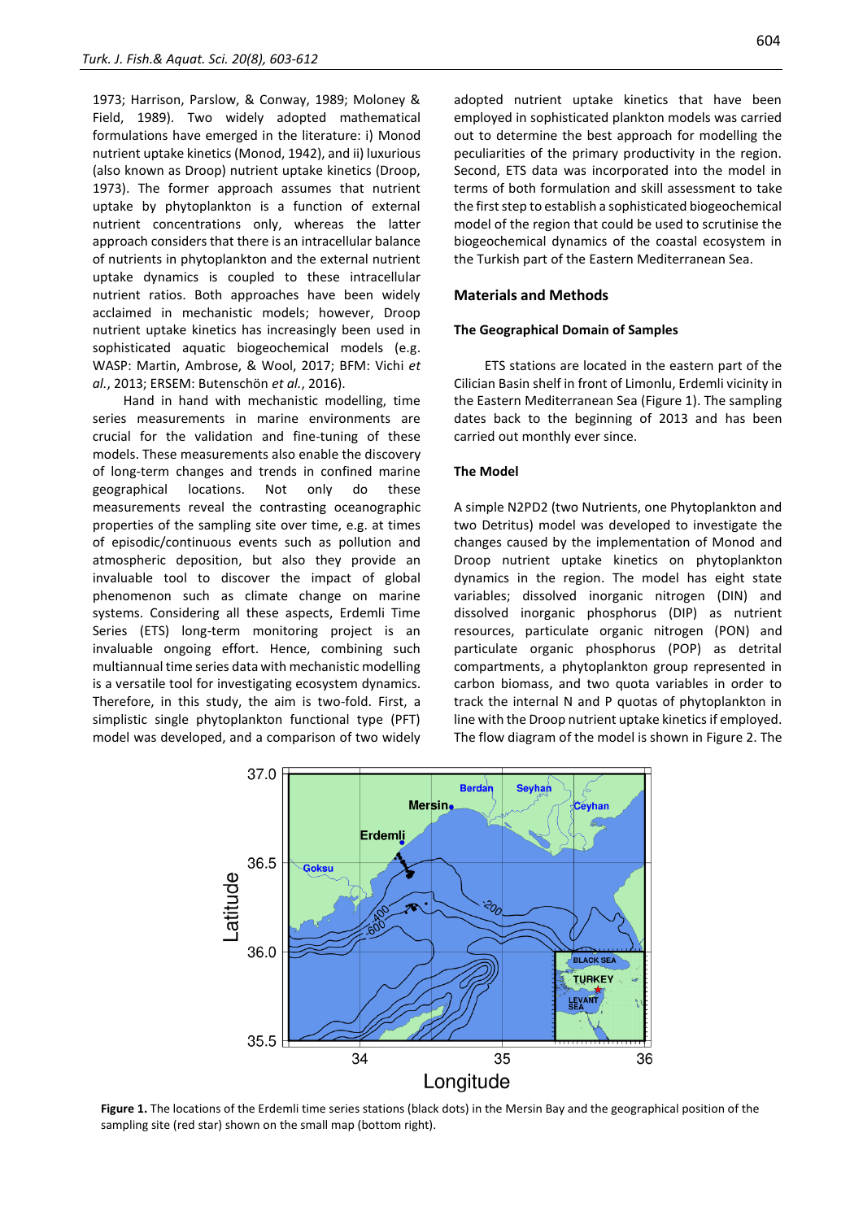1973; Harrison, Parslow, & Conway, 1989; Moloney & Field, 1989). Two widely adopted mathematical formulations have emerged in the literature: i) Monod nutrient uptake kinetics (Monod, 1942), and ii) luxurious (also known as Droop) nutrient uptake kinetics (Droop, 1973). The former approach assumes that nutrient uptake by phytoplankton is a function of external nutrient concentrations only, whereas the latter approach considers that there is an intracellular balance of nutrients in phytoplankton and the external nutrient uptake dynamics is coupled to these intracellular nutrient ratios. Both approaches have been widely acclaimed in mechanistic models; however, Droop nutrient uptake kinetics has increasingly been used in sophisticated aquatic biogeochemical models (e.g. WASP: Martin, Ambrose, & Wool, 2017; BFM: Vichi *et al.*, 2013; ERSEM: Butenschön *et al.*, 2016).

Hand in hand with mechanistic modelling, time series measurements in marine environments are crucial for the validation and fine-tuning of these models. These measurements also enable the discovery of long-term changes and trends in confined marine geographical locations. Not only do these measurements reveal the contrasting oceanographic properties of the sampling site over time, e.g. at times of episodic/continuous events such as pollution and atmospheric deposition, but also they provide an invaluable tool to discover the impact of global phenomenon such as climate change on marine systems. Considering all these aspects, Erdemli Time Series (ETS) long-term monitoring project is an invaluable ongoing effort. Hence, combining such multiannual time series data with mechanistic modelling is a versatile tool for investigating ecosystem dynamics. Therefore, in this study, the aim is two-fold. First, a simplistic single phytoplankton functional type (PFT) model was developed, and a comparison of two widely adopted nutrient uptake kinetics that have been employed in sophisticated plankton models was carried out to determine the best approach for modelling the peculiarities of the primary productivity in the region. Second, ETS data was incorporated into the model in terms of both formulation and skill assessment to take the first step to establish a sophisticated biogeochemical model of the region that could be used to scrutinise the biogeochemical dynamics of the coastal ecosystem in the Turkish part of the Eastern Mediterranean Sea.

## Materials and Methods

### The Geographical Domain of Samples

ETS stations are located in the eastern part of the Cilician Basin shelf in front of Limonlu, Erdemli vicinity in the Eastern Mediterranean Sea (Figure 1). The sampling dates back to the beginning of 2013 and has been carried out monthly ever since.

### The Model

A simple N2PD2 (two Nutrients, one Phytoplankton and two Detritus) model was developed to investigate the changes caused by the implementation of Monod and Droop nutrient uptake kinetics on phytoplankton dynamics in the region. The model has eight state variables; dissolved inorganic nitrogen (DIN) and dissolved inorganic phosphorus (DIP) as nutrient resources, particulate organic nitrogen (PON) and particulate organic phosphorus (POP) as detrital compartments, a phytoplankton group represented in carbon biomass, and two quota variables in order to track the internal N and P quotas of phytoplankton in line with the Droop nutrient uptake kinetics if employed. The flow diagram of the model is shown in Figure 2. The

37.0
36.5
36.0
35.5
34
35
36
Latitude
Longitude
Berdan
Seyhan
Mersin
Ceyhan
Erdemli
Goksu
200
400
600
BLACK SEA
TURKEY
LEVANT SEA

**Figure 1.** The locations of the Erdemli time series stations (black dots) in the Mersin Bay and the geographical position of the sampling site (red star) shown on the small map (bottom right).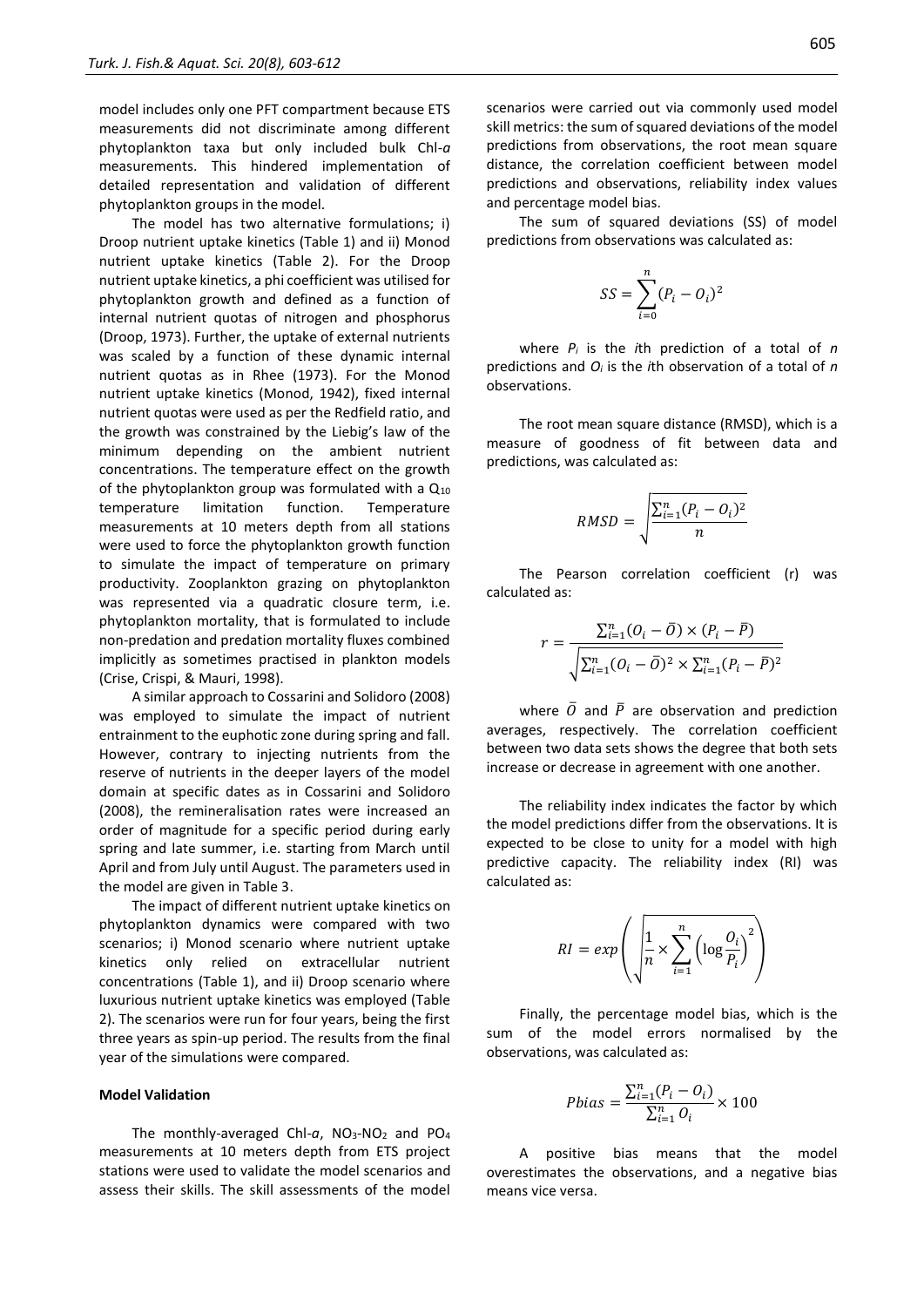model includes only one PFT compartment because ETS measurements did not discriminate among different phytoplankton taxa but only included bulk Chl-*a* measurements. This hindered implementation of detailed representation and validation of different phytoplankton groups in the model.

The model has two alternative formulations; i) Droop nutrient uptake kinetics (Table 1) and ii) Monod nutrient uptake kinetics (Table 2). For the Droop nutrient uptake kinetics, a phi coefficient was utilised for phytoplankton growth and defined as a function of internal nutrient quotas of nitrogen and phosphorus (Droop, 1973). Further, the uptake of external nutrients was scaled by a function of these dynamic internal nutrient quotas as in Rhee (1973). For the Monod nutrient uptake kinetics (Monod, 1942), fixed internal nutrient quotas were used as per the Redfield ratio, and the growth was constrained by the Liebig's law of the minimum depending on the ambient nutrient concentrations. The temperature effect on the growth of the phytoplankton group was formulated with a $Q_{10}$ temperature limitation function. Temperature measurements at 10 meters depth from all stations were used to force the phytoplankton growth function to simulate the impact of temperature on primary productivity. Zooplankton grazing on phytoplankton was represented via a quadratic closure term, i.e. phytoplankton mortality, that is formulated to include non-predation and predation mortality fluxes combined implicitly as sometimes practised in plankton models (Crise, Crispi, & Mauri, 1998).

A similar approach to Cossarini and Solidoro (2008) was employed to simulate the impact of nutrient entrainment to the euphotic zone during spring and fall. However, contrary to injecting nutrients from the reserve of nutrients in the deeper layers of the model domain at specific dates as in Cossarini and Solidoro (2008), the remineralisation rates were increased an order of magnitude for a specific period during early spring and late summer, i.e. starting from March until April and from July until August. The parameters used in the model are given in Table 3.

The impact of different nutrient uptake kinetics on phytoplankton dynamics were compared with two scenarios; i) Monod scenario where nutrient uptake kinetics only relied on extracellular nutrient concentrations (Table 1), and ii) Droop scenario where luxurious nutrient uptake kinetics was employed (Table 2). The scenarios were run for four years, being the first three years as spin-up period. The results from the final year of the simulations were compared.

**Model Validation**

The monthly-averaged Chl-*a*, $NO_3$-$NO_2$ and $PO_4$ measurements at 10 meters depth from ETS project stations were used to validate the model scenarios and assess their skills. The skill assessments of the model scenarios were carried out via commonly used model skill metrics: the sum of squared deviations of the model predictions from observations, the root mean square distance, the correlation coefficient between model predictions and observations, reliability index values and percentage model bias.

The sum of squared deviations (SS) of model predictions from observations was calculated as:

$$SS = \sum_{i=0}^{n} (P_i - O_i)^2$$

where $P_i$ is the *i*th prediction of a total of *n* predictions and $O_i$ is the *i*th observation of a total of *n* observations.

The root mean square distance (RMSD), which is a measure of goodness of fit between data and predictions, was calculated as:

$$RMSD = \sqrt{\frac{\sum_{i=1}^{n} (P_i - O_i)^2}{n}}$$

The Pearson correlation coefficient (r) was calculated as:

$$r = \frac{\sum_{i=1}^{n} (O_i - \bar{O}) \times (P_i - \bar{P})}{\sqrt{\sum_{i=1}^{n} (O_i - \bar{O})^2 \times \sum_{i=1}^{n} (P_i - \bar{P})^2}}$$

where $\bar{O}$ and $\bar{P}$ are observation and prediction averages, respectively. The correlation coefficient between two data sets shows the degree that both sets increase or decrease in agreement with one another.

The reliability index indicates the factor by which the model predictions differ from the observations. It is expected to be close to unity for a model with high predictive capacity. The reliability index (RI) was calculated as:

$$RI = exp\left(\sqrt{\frac{1}{n} \times \sum_{i=1}^{n} \left(\log \frac{O_i}{P_i}\right)^2}\right)$$

Finally, the percentage model bias, which is the sum of the model errors normalised by the observations, was calculated as:

$$Pbias = \frac{\sum_{i=1}^{n} (P_i - O_i)}{\sum_{i=1}^{n} O_i} \times 100$$

A positive bias means that the model overestimates the observations, and a negative bias means vice versa.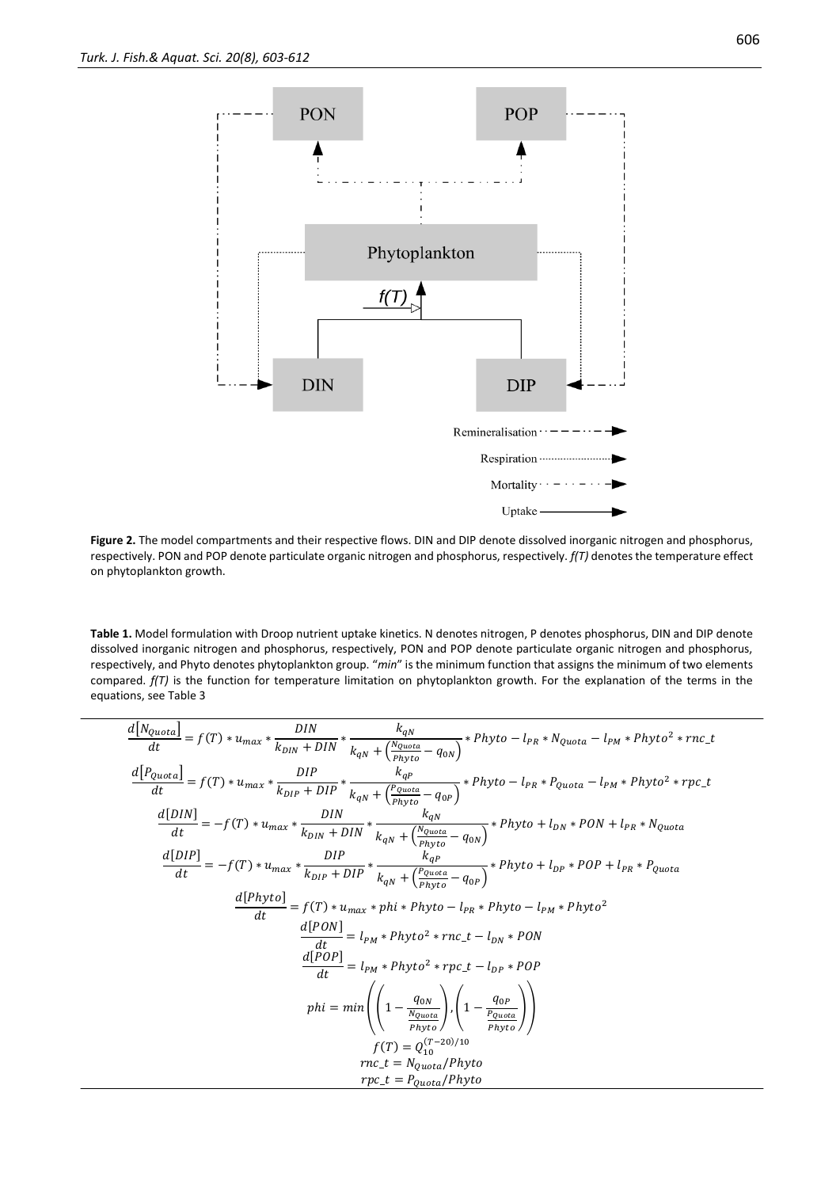PON

POP

Phytoplankton

$f(T)$

DIN

DIP

Remineralisation

Respiration

Mortality

Uptake

**Figure 2.** The model compartments and their respective flows. DIN and DIP denote dissolved inorganic nitrogen and phosphorus, respectively. PON and POP denote particulate organic nitrogen and phosphorus, respectively. *f(T)* denotes the temperature effect on phytoplankton growth.

**Table 1.** Model formulation with Droop nutrient uptake kinetics. N denotes nitrogen, P denotes phosphorus, DIN and DIP denote dissolved inorganic nitrogen and phosphorus, respectively, PON and POP denote particulate organic nitrogen and phosphorus, respectively, and Phyto denotes phytoplankton group. "*min*" is the minimum function that assigns the minimum of two elements compared. *f(T)* is the function for temperature limitation on phytoplankton growth. For the explanation of the terms in the equations, see Table 3

$$\frac{d[N_{Quota}]}{dt} = f(T) * u_{max} * \frac{DIN}{k_{DIN} + DIN} * \frac{k_{qN}}{k_{qN} + \left(\frac{N_{Quota}}{Phyto} - q_{0N}\right)} * Phyto - l_{PR} * N_{Quota} - l_{PM} * Phyto^2 * rnc\_t$$

$$\frac{d[P_{Quota}]}{dt} = f(T) * u_{max} * \frac{DIP}{k_{DIP} + DIP} * \frac{k_{qP}}{k_{qN} + \left(\frac{P_{Quota}}{Phyto} - q_{0P}\right)} * Phyto - l_{PR} * P_{Quota} - l_{PM} * Phyto^2 * rpc\_t$$

$$\frac{d[DIN]}{dt} = -f(T) * u_{max} * \frac{DIN}{k_{DIN} + DIN} * \frac{k_{qN}}{k_{qN} + \left(\frac{N_{Quota}}{Phyto} - q_{0N}\right)} * Phyto + l_{DN} * PON + l_{PR} * N_{Quota}$$

$$\frac{d[DIP]}{dt} = -f(T) * u_{max} * \frac{DIP}{k_{DIP} + DIP} * \frac{k_{qP}}{k_{qN} + \left(\frac{P_{Quota}}{Phyto} - q_{0P}\right)} * Phyto + l_{DP} * POP + l_{PR} * P_{Quota}$$

$$\frac{d[Phyto]}{dt} = f(T) * u_{max} * phi * Phyto - l_{PR} * Phyto - l_{PM} * Phyto^2$$

$$\frac{d[PON]}{dt} = l_{PM} * Phyto^2 * rnc\_t - l_{DN} * PON$$

$$\frac{d[POP]}{dt} = l_{PM} * Phyto^2 * rpc\_t - l_{DP} * POP$$

$$phi = min\left(\left(1 - \frac{q_{0N}}{\frac{N_{Quota}}{Phyto}}\right), \left(1 - \frac{q_{0P}}{\frac{P_{Quota}}{Phyto}}\right)\right)$$

$$f(T) = Q_{10}^{(T-20)/10}$$

$$rnc\_t = N_{Quota}/Phyto$$

$$rpc\_t = P_{Quota}/Phyto$$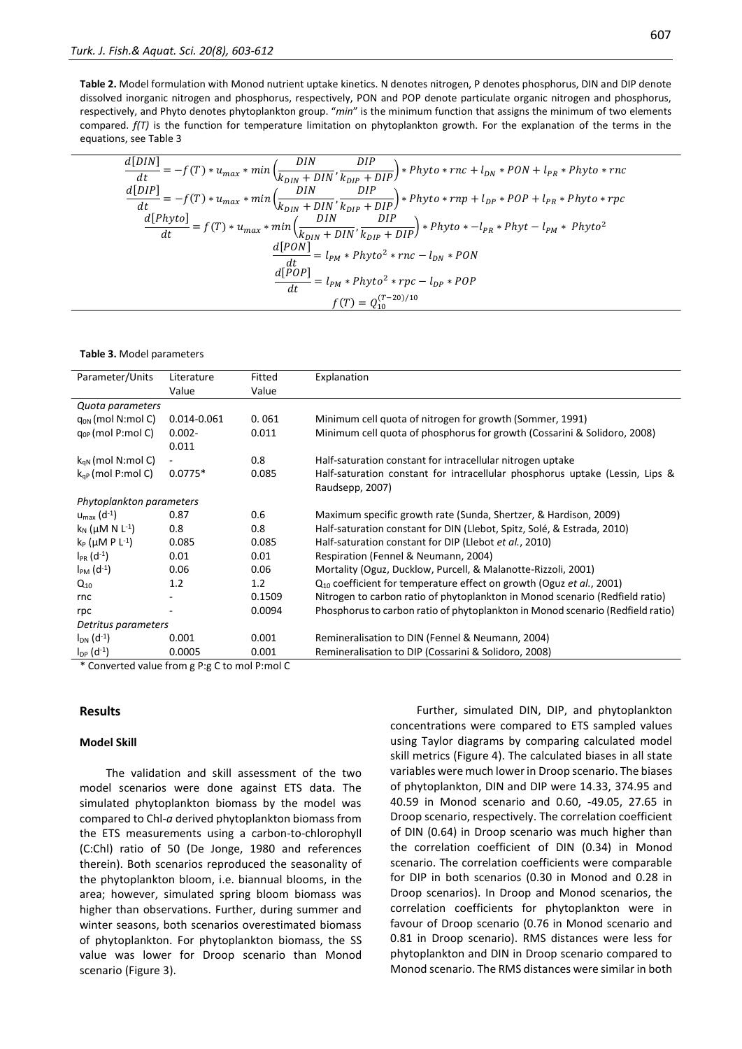**Table 2.** Model formulation with Monod nutrient uptake kinetics. N denotes nitrogen, P denotes phosphorus, DIN and DIP denote dissolved inorganic nitrogen and phosphorus, respectively, PON and POP denote particulate organic nitrogen and phosphorus, respectively, and Phyto denotes phytoplankton group. "*min*" is the minimum function that assigns the minimum of two elements compared. *f(T)* is the function for temperature limitation on phytoplankton growth. For the explanation of the terms in the equations, see Table 3

$$\frac{d[DIN]}{dt} = -f(T) * u_{max} * min\left(\frac{DIN}{k_{DIN} + DIN}, \frac{DIP}{k_{DIP} + DIP}\right) * Phyto * rnc + l_{DN} * PON + l_{PR} * Phyto * rnc$$

$$\frac{d[DIP]}{dt} = -f(T) * u_{max} * min\left(\frac{DIN}{k_{DIN} + DIN}, \frac{DIP}{k_{DIP} + DIP}\right) * Phyto * rnp + l_{DP} * POP + l_{PR} * Phyto * rpc$$

$$\frac{d[Phyto]}{dt} = f(T) * u_{max} * min\left(\frac{DIN}{k_{DIN} + DIN}, \frac{DIP}{k_{DIP} + DIP}\right) * Phyto * -l_{PR} * Phyt - l_{PM} * Phyto^2$$

$$\frac{d[PON]}{dt} = l_{PM} * Phyto^2 * rnc - l_{DN} * PON$$

$$\frac{d[POP]}{dt} = l_{PM} * Phyto^2 * rpc - l_{DP} * POP$$

$$f(T) = Q_{10}^{(T-20)/10}$$

**Table 3.** Model parameters

| Parameter/Units | Literature Value | Fitted Value | Explanation |
|---|---|---|---|
| *Quota parameters* | | | |
| $q_{0N}$ (mol N:mol C) | 0.014-0.061 | 0. 061 | Minimum cell quota of nitrogen for growth (Sommer, 1991) |
| $q_{0P}$ (mol P:mol C) | 0.002-0.011 | 0.011 | Minimum cell quota of phosphorus for growth (Cossarini & Solidoro, 2008) |
| $k_{qN}$ (mol N:mol C) | - | 0.8 | Half-saturation constant for intracellular nitrogen uptake |
| $k_{qP}$ (mol P:mol C) | 0.0775* | 0.085 | Half-saturation constant for intracellular phosphorus uptake (Lessin, Lips & Raudsepp, 2007) |
| *Phytoplankton parameters* | | | |
| $u_{max}$ ($d^{-1}$) | 0.87 | 0.6 | Maximum specific growth rate (Sunda, Shertzer, & Hardison, 2009) |
| $k_N$ ($\mu$M N $L^{-1}$) | 0.8 | 0.8 | Half-saturation constant for DIN (Llebot, Spitz, Solé, & Estrada, 2010) |
| $k_P$ ($\mu$M P $L^{-1}$) | 0.085 | 0.085 | Half-saturation constant for DIP (Llebot *et al.*, 2010) |
| $l_{PR}$ ($d^{-1}$) | 0.01 | 0.01 | Respiration (Fennel & Neumann, 2004) |
| $l_{PM}$ ($d^{-1}$) | 0.06 | 0.06 | Mortality (Oguz, Ducklow, Purcell, & Malanotte-Rizzoli, 2001) |
| $Q_{10}$ | 1.2 | 1.2 | $Q_{10}$ coefficient for temperature effect on growth (Oguz *et al.*, 2001) |
| rnc | - | 0.1509 | Nitrogen to carbon ratio of phytoplankton in Monod scenario (Redfield ratio) |
| rpc | - | 0.0094 | Phosphorus to carbon ratio of phytoplankton in Monod scenario (Redfield ratio) |
| *Detritus parameters* | | | |
| $l_{DN}$ ($d^{-1}$) | 0.001 | 0.001 | Remineralisation to DIN (Fennel & Neumann, 2004) |
| $l_{DP}$ ($d^{-1}$) | 0.0005 | 0.001 | Remineralisation to DIP (Cossarini & Solidoro, 2008) |

\* Converted value from g P:g C to mol P:mol C

## Results

### Model Skill

The validation and skill assessment of the two model scenarios were done against ETS data. The simulated phytoplankton biomass by the model was compared to Chl-*a* derived phytoplankton biomass from the ETS measurements using a carbon-to-chlorophyll (C:Chl) ratio of 50 (De Jonge, 1980 and references therein). Both scenarios reproduced the seasonality of the phytoplankton bloom, i.e. biannual blooms, in the area; however, simulated spring bloom biomass was higher than observations. Further, during summer and winter seasons, both scenarios overestimated biomass of phytoplankton. For phytoplankton biomass, the SS value was lower for Droop scenario than Monod scenario (Figure 3).

Further, simulated DIN, DIP, and phytoplankton concentrations were compared to ETS sampled values using Taylor diagrams by comparing calculated model skill metrics (Figure 4). The calculated biases in all state variables were much lower in Droop scenario. The biases of phytoplankton, DIN and DIP were 14.33, 374.95 and 40.59 in Monod scenario and 0.60, -49.05, 27.65 in Droop scenario, respectively. The correlation coefficient of DIN (0.64) in Droop scenario was much higher than the correlation coefficient of DIN (0.34) in Monod scenario. The correlation coefficients were comparable for DIP in both scenarios (0.30 in Monod and 0.28 in Droop scenarios). In Droop and Monod scenarios, the correlation coefficients for phytoplankton were in favour of Droop scenario (0.76 in Monod scenario and 0.81 in Droop scenario). RMS distances were less for phytoplankton and DIN in Droop scenario compared to Monod scenario. The RMS distances were similar in both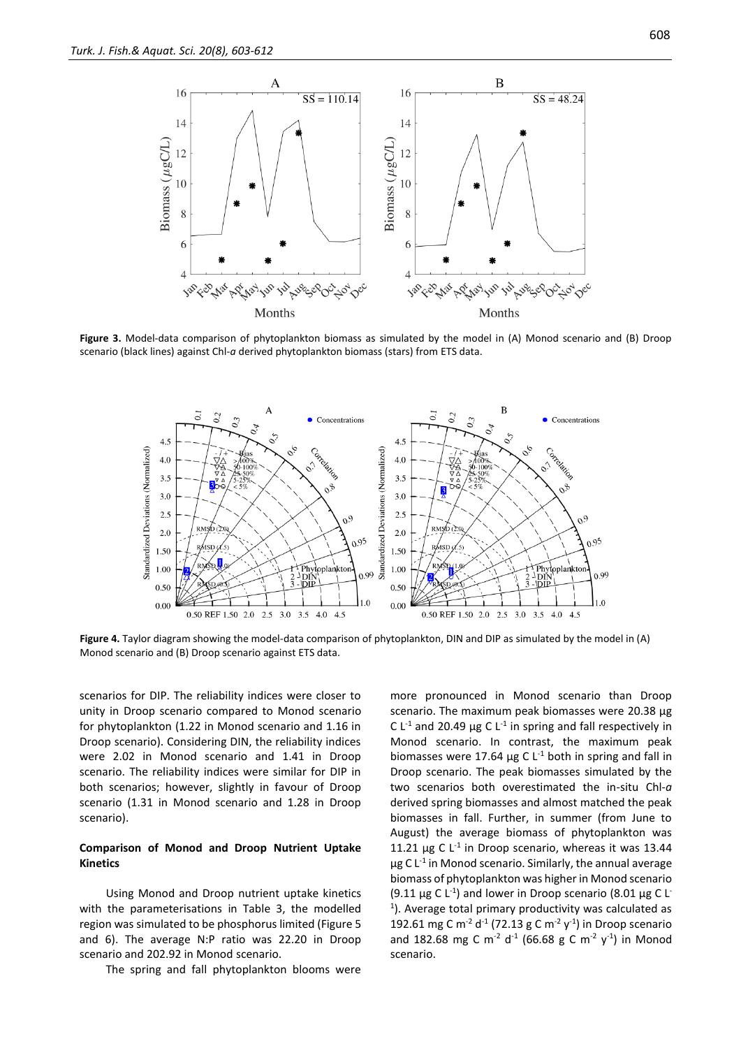A

SS = 110.14

Biomass ($\mu$gC/L)

Months

B

SS = 48.24

Biomass ($\mu$gC/L)

Months

**Figure 3.** Model-data comparison of phytoplankton biomass as simulated by the model in (A) Monod scenario and (B) Droop scenario (black lines) against Chl-*a* derived phytoplankton biomass (stars) from ETS data.

A

Concentrations

Correlation

Standardized Deviations (Normalized)

1 - Phytoplankton

2 - DIN

3 - DIP

B

Concentrations

Correlation

Standardized Deviations (Normalized)

1 - Phytoplankton

2 - DIN

3 - DIP

**Figure 4.** Taylor diagram showing the model-data comparison of phytoplankton, DIN and DIP as simulated by the model in (A) Monod scenario and (B) Droop scenario against ETS data.

scenarios for DIP. The reliability indices were closer to unity in Droop scenario compared to Monod scenario for phytoplankton (1.22 in Monod scenario and 1.16 in Droop scenario). Considering DIN, the reliability indices were 2.02 in Monod scenario and 1.41 in Droop scenario. The reliability indices were similar for DIP in both scenarios; however, slightly in favour of Droop scenario (1.31 in Monod scenario and 1.28 in Droop scenario).

### Comparison of Monod and Droop Nutrient Uptake Kinetics

Using Monod and Droop nutrient uptake kinetics with the parameterisations in Table 3, the modelled region was simulated to be phosphorus limited (Figure 5 and 6). The average N:P ratio was 22.20 in Droop scenario and 202.92 in Monod scenario.

The spring and fall phytoplankton blooms were more pronounced in Monod scenario than Droop scenario. The maximum peak biomasses were 20.38 µg C $L^{-1}$ and 20.49 µg C $L^{-1}$ in spring and fall respectively in Monod scenario. In contrast, the maximum peak biomasses were 17.64 µg C $L^{-1}$ both in spring and fall in Droop scenario. The peak biomasses simulated by the two scenarios both overestimated the in-situ Chl-*a* derived spring biomasses and almost matched the peak biomasses in fall. Further, in summer (from June to August) the average biomass of phytoplankton was 11.21 µg C $L^{-1}$ in Droop scenario, whereas it was 13.44 µg C $L^{-1}$ in Monod scenario. Similarly, the annual average biomass of phytoplankton was higher in Monod scenario (9.11 µg C $L^{-1}$) and lower in Droop scenario (8.01 µg C $L^{-1}$). Average total primary productivity was calculated as 192.61 mg C $m^{-2}$ $d^{-1}$ (72.13 g C $m^{-2}$ $y^{-1}$) in Droop scenario and 182.68 mg C $m^{-2}$ $d^{-1}$ (66.68 g C $m^{-2}$ $y^{-1}$) in Monod scenario.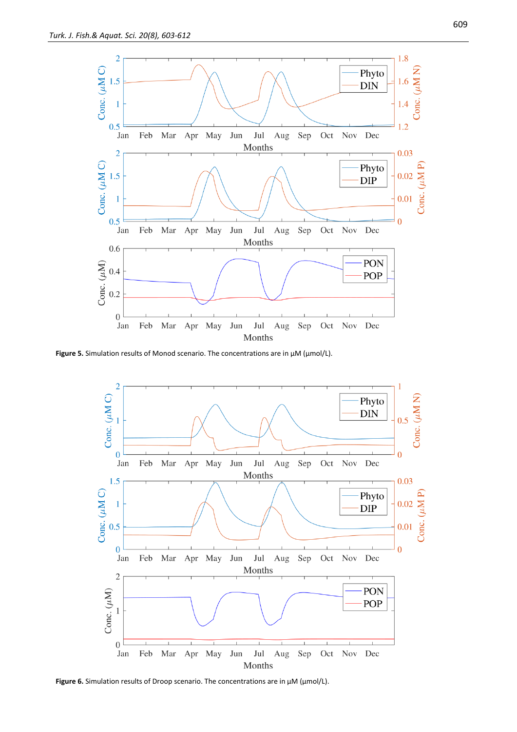Phyto
DIN
Conc. (μM C)
Conc. (μM N)
2
1.5
1
0.5
1.8
1.6
1.4
1.2
Jan Feb Mar Apr May Jun Jul Aug Sep Oct Nov Dec
Months

Phyto
DIP
Conc. (μM C)
Conc. (μM P)
2
1.5
1
0.5
0.03
0.02
0.01
0
Jan Feb Mar Apr May Jun Jul Aug Sep Oct Nov Dec
Months

PON
POP
Conc. (μM)
0.6
0.4
0.2
0
Jan Feb Mar Apr May Jun Jul Aug Sep Oct Nov Dec
Months

**Figure 5.** Simulation results of Monod scenario. The concentrations are in μM (μmol/L).

Phyto
DIN
Conc. (μM C)
Conc. (μM N)
2
1
0
1
0.5
0
Jan Feb Mar Apr May Jun Jul Aug Sep Oct Nov Dec
Months

Phyto
DIP
Conc. (μM C)
Conc. (μM P)
1.5
1
0.5
0
0.03
0.02
0.01
0
Jan Feb Mar Apr May Jun Jul Aug Sep Oct Nov Dec
Months

PON
POP
Conc. (μM)
2
1
0
Jan Feb Mar Apr May Jun Jul Aug Sep Oct Nov Dec
Months

**Figure 6.** Simulation results of Droop scenario. The concentrations are in μM (μmol/L).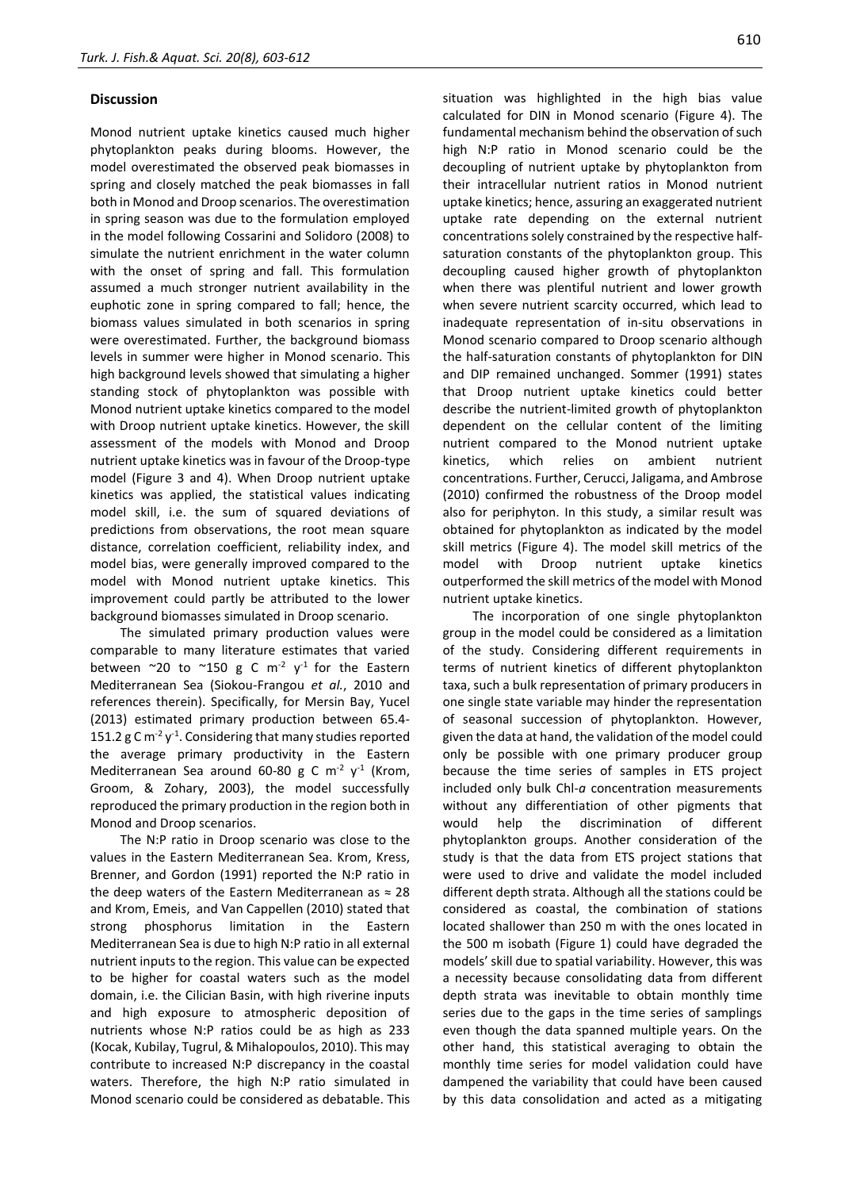## Discussion

Monod nutrient uptake kinetics caused much higher phytoplankton peaks during blooms. However, the model overestimated the observed peak biomasses in spring and closely matched the peak biomasses in fall both in Monod and Droop scenarios. The overestimation in spring season was due to the formulation employed in the model following Cossarini and Solidoro (2008) to simulate the nutrient enrichment in the water column with the onset of spring and fall. This formulation assumed a much stronger nutrient availability in the euphotic zone in spring compared to fall; hence, the biomass values simulated in both scenarios in spring were overestimated. Further, the background biomass levels in summer were higher in Monod scenario. This high background levels showed that simulating a higher standing stock of phytoplankton was possible with Monod nutrient uptake kinetics compared to the model with Droop nutrient uptake kinetics. However, the skill assessment of the models with Monod and Droop nutrient uptake kinetics was in favour of the Droop-type model (Figure 3 and 4). When Droop nutrient uptake kinetics was applied, the statistical values indicating model skill, i.e. the sum of squared deviations of predictions from observations, the root mean square distance, correlation coefficient, reliability index, and model bias, were generally improved compared to the model with Monod nutrient uptake kinetics. This improvement could partly be attributed to the lower background biomasses simulated in Droop scenario.

The simulated primary production values were comparable to many literature estimates that varied between ~20 to ~150 g C $m^{-2}$ $y^{-1}$ for the Eastern Mediterranean Sea (Siokou-Frangou *et al.*, 2010 and references therein). Specifically, for Mersin Bay, Yucel (2013) estimated primary production between 65.4-151.2 g C $m^{-2}$ $y^{-1}$. Considering that many studies reported the average primary productivity in the Eastern Mediterranean Sea around 60-80 g C $m^{-2}$ $y^{-1}$ (Krom, Groom, & Zohary, 2003), the model successfully reproduced the primary production in the region both in Monod and Droop scenarios.

The N:P ratio in Droop scenario was close to the values in the Eastern Mediterranean Sea. Krom, Kress, Brenner, and Gordon (1991) reported the N:P ratio in the deep waters of the Eastern Mediterranean as ≈ 28 and Krom, Emeis, and Van Cappellen (2010) stated that strong phosphorus limitation in the Eastern Mediterranean Sea is due to high N:P ratio in all external nutrient inputs to the region. This value can be expected to be higher for coastal waters such as the model domain, i.e. the Cilician Basin, with high riverine inputs and high exposure to atmospheric deposition of nutrients whose N:P ratios could be as high as 233 (Kocak, Kubilay, Tugrul, & Mihalopoulos, 2010). This may contribute to increased N:P discrepancy in the coastal waters. Therefore, the high N:P ratio simulated in Monod scenario could be considered as debatable. This situation was highlighted in the high bias value calculated for DIN in Monod scenario (Figure 4). The fundamental mechanism behind the observation of such high N:P ratio in Monod scenario could be the decoupling of nutrient uptake by phytoplankton from their intracellular nutrient ratios in Monod nutrient uptake kinetics; hence, assuring an exaggerated nutrient uptake rate depending on the external nutrient concentrations solely constrained by the respective half-saturation constants of the phytoplankton group. This decoupling caused higher growth of phytoplankton when there was plentiful nutrient and lower growth when severe nutrient scarcity occurred, which lead to inadequate representation of in-situ observations in Monod scenario compared to Droop scenario although the half-saturation constants of phytoplankton for DIN and DIP remained unchanged. Sommer (1991) states that Droop nutrient uptake kinetics could better describe the nutrient-limited growth of phytoplankton dependent on the cellular content of the limiting nutrient compared to the Monod nutrient uptake kinetics, which relies on ambient nutrient concentrations. Further, Cerucci, Jaligama, and Ambrose (2010) confirmed the robustness of the Droop model also for periphyton. In this study, a similar result was obtained for phytoplankton as indicated by the model skill metrics (Figure 4). The model skill metrics of the model with Droop nutrient uptake kinetics outperformed the skill metrics of the model with Monod nutrient uptake kinetics.

The incorporation of one single phytoplankton group in the model could be considered as a limitation of the study. Considering different requirements in terms of nutrient kinetics of different phytoplankton taxa, such a bulk representation of primary producers in one single state variable may hinder the representation of seasonal succession of phytoplankton. However, given the data at hand, the validation of the model could only be possible with one primary producer group because the time series of samples in ETS project included only bulk Chl-*a* concentration measurements without any differentiation of other pigments that would help the discrimination of different phytoplankton groups. Another consideration of the study is that the data from ETS project stations that were used to drive and validate the model included different depth strata. Although all the stations could be considered as coastal, the combination of stations located shallower than 250 m with the ones located in the 500 m isobath (Figure 1) could have degraded the models' skill due to spatial variability. However, this was a necessity because consolidating data from different depth strata was inevitable to obtain monthly time series due to the gaps in the time series of samplings even though the data spanned multiple years. On the other hand, this statistical averaging to obtain the monthly time series for model validation could have dampened the variability that could have been caused by this data consolidation and acted as a mitigating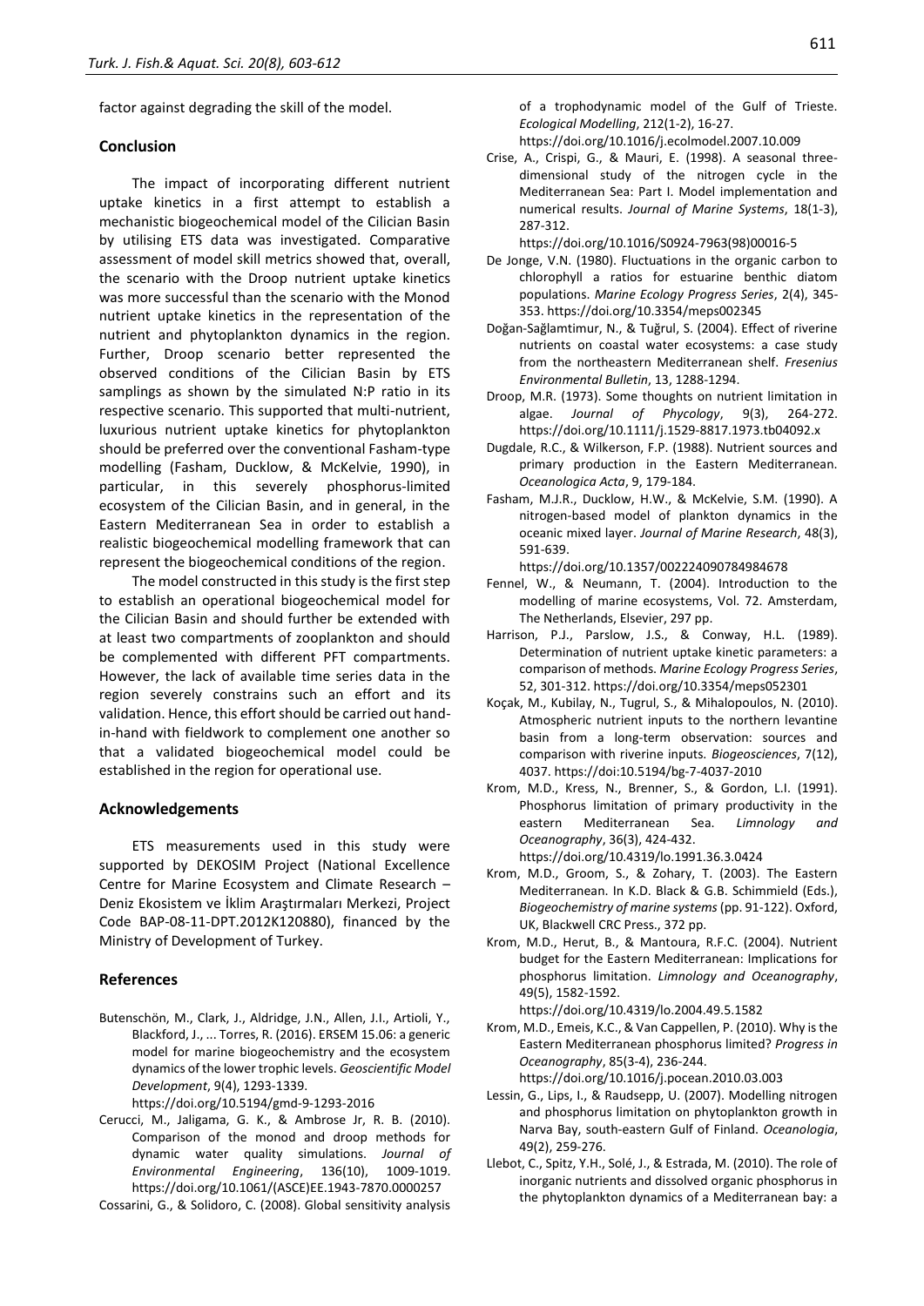factor against degrading the skill of the model.

## Conclusion

The impact of incorporating different nutrient uptake kinetics in a first attempt to establish a mechanistic biogeochemical model of the Cilician Basin by utilising ETS data was investigated. Comparative assessment of model skill metrics showed that, overall, the scenario with the Droop nutrient uptake kinetics was more successful than the scenario with the Monod nutrient uptake kinetics in the representation of the nutrient and phytoplankton dynamics in the region. Further, Droop scenario better represented the observed conditions of the Cilician Basin by ETS samplings as shown by the simulated N:P ratio in its respective scenario. This supported that multi-nutrient, luxurious nutrient uptake kinetics for phytoplankton should be preferred over the conventional Fasham-type modelling (Fasham, Ducklow, & McKelvie, 1990), in particular, in this severely phosphorus-limited ecosystem of the Cilician Basin, and in general, in the Eastern Mediterranean Sea in order to establish a realistic biogeochemical modelling framework that can represent the biogeochemical conditions of the region.

The model constructed in this study is the first step to establish an operational biogeochemical model for the Cilician Basin and should further be extended with at least two compartments of zooplankton and should be complemented with different PFT compartments. However, the lack of available time series data in the region severely constrains such an effort and its validation. Hence, this effort should be carried out hand-in-hand with fieldwork to complement one another so that a validated biogeochemical model could be established in the region for operational use.

## Acknowledgements

ETS measurements used in this study were supported by DEKOSIM Project (National Excellence Centre for Marine Ecosystem and Climate Research – Deniz Ekosistem ve İklim Araştırmaları Merkezi, Project Code BAP-08-11-DPT.2012K120880), financed by the Ministry of Development of Turkey.

## References

Butenschön, M., Clark, J., Aldridge, J.N., Allen, J.I., Artioli, Y., Blackford, J., ... Torres, R. (2016). ERSEM 15.06: a generic model for marine biogeochemistry and the ecosystem dynamics of the lower trophic levels. *Geoscientific Model Development*, 9(4), 1293-1339. https://doi.org/10.5194/gmd-9-1293-2016

Cerucci, M., Jaligama, G. K., & Ambrose Jr, R. B. (2010). Comparison of the monod and droop methods for dynamic water quality simulations. *Journal of Environmental Engineering*, 136(10), 1009-1019. https://doi.org/10.1061/(ASCE)EE.1943-7870.0000257

Cossarini, G., & Solidoro, C. (2008). Global sensitivity analysis of a trophodynamic model of the Gulf of Trieste. *Ecological Modelling*, 212(1-2), 16-27. https://doi.org/10.1016/j.ecolmodel.2007.10.009

Crise, A., Crispi, G., & Mauri, E. (1998). A seasonal three-dimensional study of the nitrogen cycle in the Mediterranean Sea: Part I. Model implementation and numerical results. *Journal of Marine Systems*, 18(1-3), 287-312. https://doi.org/10.1016/S0924-7963(98)00016-5

De Jonge, V.N. (1980). Fluctuations in the organic carbon to chlorophyll a ratios for estuarine benthic diatom populations. *Marine Ecology Progress Series*, 2(4), 345-353. https://doi.org/10.3354/meps002345

Doğan-Sağlamtimur, N., & Tuğrul, S. (2004). Effect of riverine nutrients on coastal water ecosystems: a case study from the northeastern Mediterranean shelf. *Fresenius Environmental Bulletin*, 13, 1288-1294.

Droop, M.R. (1973). Some thoughts on nutrient limitation in algae. *Journal of Phycology*, 9(3), 264-272. https://doi.org/10.1111/j.1529-8817.1973.tb04092.x

Dugdale, R.C., & Wilkerson, F.P. (1988). Nutrient sources and primary production in the Eastern Mediterranean. *Oceanologica Acta*, 9, 179-184.

Fasham, M.J.R., Ducklow, H.W., & McKelvie, S.M. (1990). A nitrogen-based model of plankton dynamics in the oceanic mixed layer. *Journal of Marine Research*, 48(3), 591-639. https://doi.org/10.1357/002224090784984678

Fennel, W., & Neumann, T. (2004). Introduction to the modelling of marine ecosystems, Vol. 72. Amsterdam, The Netherlands, Elsevier, 297 pp.

Harrison, P.J., Parslow, J.S., & Conway, H.L. (1989). Determination of nutrient uptake kinetic parameters: a comparison of methods. *Marine Ecology Progress Series*, 52, 301-312. https://doi.org/10.3354/meps052301

Koçak, M., Kubilay, N., Tugrul, S., & Mihalopoulos, N. (2010). Atmospheric nutrient inputs to the northern levantine basin from a long-term observation: sources and comparison with riverine inputs. *Biogeosciences*, 7(12), 4037. https://doi:10.5194/bg-7-4037-2010

Krom, M.D., Kress, N., Brenner, S., & Gordon, L.I. (1991). Phosphorus limitation of primary productivity in the eastern Mediterranean Sea. *Limnology and Oceanography*, 36(3), 424-432. https://doi.org/10.4319/lo.1991.36.3.0424

Krom, M.D., Groom, S., & Zohary, T. (2003). The Eastern Mediterranean. In K.D. Black & G.B. Schimmield (Eds.), *Biogeochemistry of marine systems* (pp. 91-122). Oxford, UK, Blackwell CRC Press., 372 pp.

Krom, M.D., Herut, B., & Mantoura, R.F.C. (2004). Nutrient budget for the Eastern Mediterranean: Implications for phosphorus limitation. *Limnology and Oceanography*, 49(5), 1582-1592. https://doi.org/10.4319/lo.2004.49.5.1582

Krom, M.D., Emeis, K.C., & Van Cappellen, P. (2010). Why is the Eastern Mediterranean phosphorus limited? *Progress in Oceanography*, 85(3-4), 236-244. https://doi.org/10.1016/j.pocean.2010.03.003

Lessin, G., Lips, I., & Raudsepp, U. (2007). Modelling nitrogen and phosphorus limitation on phytoplankton growth in Narva Bay, south-eastern Gulf of Finland. *Oceanologia*, 49(2), 259-276.

Llebot, C., Spitz, Y.H., Solé, J., & Estrada, M. (2010). The role of inorganic nutrients and dissolved organic phosphorus in the phytoplankton dynamics of a Mediterranean bay: a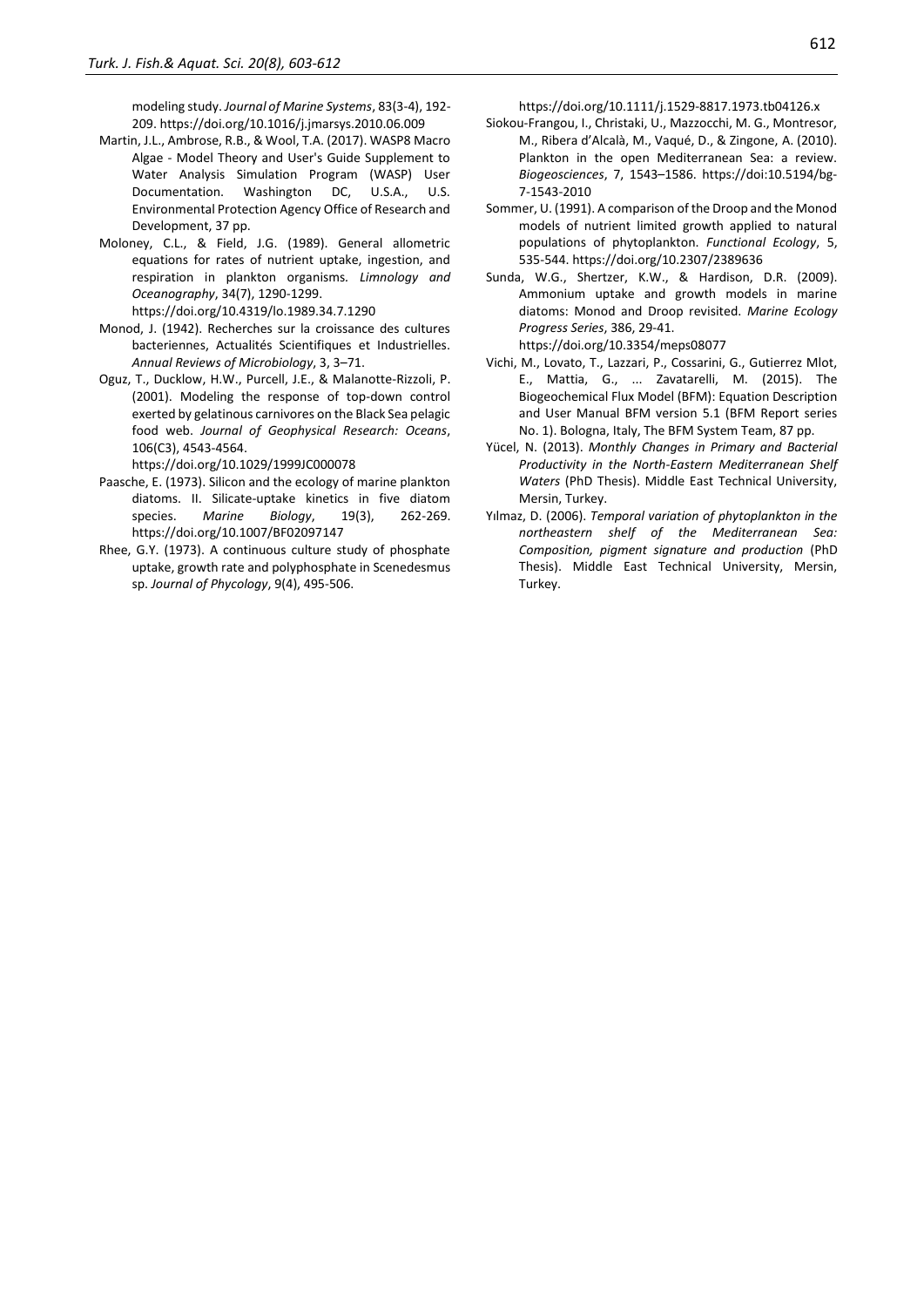modeling study. *Journal of Marine Systems*, 83(3-4), 192-209. https://doi.org/10.1016/j.jmarsys.2010.06.009

Martin, J.L., Ambrose, R.B., & Wool, T.A. (2017). WASP8 Macro Algae - Model Theory and User's Guide Supplement to Water Analysis Simulation Program (WASP) User Documentation. Washington DC, U.S.A., U.S. Environmental Protection Agency Office of Research and Development, 37 pp.

Moloney, C.L., & Field, J.G. (1989). General allometric equations for rates of nutrient uptake, ingestion, and respiration in plankton organisms. *Limnology and Oceanography*, 34(7), 1290-1299. https://doi.org/10.4319/lo.1989.34.7.1290

Monod, J. (1942). Recherches sur la croissance des cultures bacteriennes, Actualités Scientifiques et Industrielles. *Annual Reviews of Microbiology*, 3, 3–71.

Oguz, T., Ducklow, H.W., Purcell, J.E., & Malanotte-Rizzoli, P. (2001). Modeling the response of top-down control exerted by gelatinous carnivores on the Black Sea pelagic food web. *Journal of Geophysical Research: Oceans*, 106(C3), 4543-4564. https://doi.org/10.1029/1999JC000078

Paasche, E. (1973). Silicon and the ecology of marine plankton diatoms. II. Silicate-uptake kinetics in five diatom species. *Marine Biology*, 19(3), 262-269. https://doi.org/10.1007/BF02097147

Rhee, G.Y. (1973). A continuous culture study of phosphate uptake, growth rate and polyphosphate in Scenedesmus sp. *Journal of Phycology*, 9(4), 495-506. https://doi.org/10.1111/j.1529-8817.1973.tb04126.x

Siokou-Frangou, I., Christaki, U., Mazzocchi, M. G., Montresor, M., Ribera d'Alcalà, M., Vaqué, D., & Zingone, A. (2010). Plankton in the open Mediterranean Sea: a review. *Biogeosciences*, 7, 1543–1586. https://doi:10.5194/bg-7-1543-2010

Sommer, U. (1991). A comparison of the Droop and the Monod models of nutrient limited growth applied to natural populations of phytoplankton. *Functional Ecology*, 5, 535-544. https://doi.org/10.2307/2389636

Sunda, W.G., Shertzer, K.W., & Hardison, D.R. (2009). Ammonium uptake and growth models in marine diatoms: Monod and Droop revisited. *Marine Ecology Progress Series*, 386, 29-41. https://doi.org/10.3354/meps08077

Vichi, M., Lovato, T., Lazzari, P., Cossarini, G., Gutierrez Mlot, E., Mattia, G., ... Zavatarelli, M. (2015). The Biogeochemical Flux Model (BFM): Equation Description and User Manual BFM version 5.1 (BFM Report series No. 1). Bologna, Italy, The BFM System Team, 87 pp.

Yücel, N. (2013). *Monthly Changes in Primary and Bacterial Productivity in the North-Eastern Mediterranean Shelf Waters* (PhD Thesis). Middle East Technical University, Mersin, Turkey.

Yılmaz, D. (2006). *Temporal variation of phytoplankton in the northeastern shelf of the Mediterranean Sea: Composition, pigment signature and production* (PhD Thesis). Middle East Technical University, Mersin, Turkey.